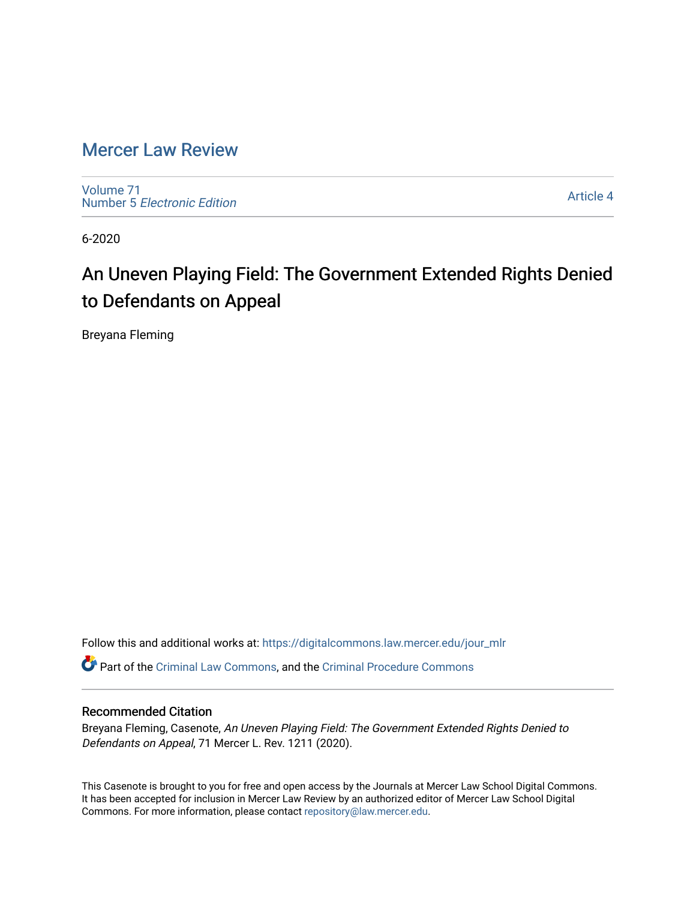# Mercer Law Review

Volume 71
Number 5 *Electronic Edition*

Article 4

6-2020

## An Uneven Playing Field: The Government Extended Rights Denied to Defendants on Appeal

Breyana Fleming

Follow this and additional works at: https://digitalcommons.law.mercer.edu/jour_mlr

Part of the Criminal Law Commons, and the Criminal Procedure Commons

### Recommended Citation

Breyana Fleming, Casenote, *An Uneven Playing Field: The Government Extended Rights Denied to Defendants on Appeal*, 71 Mercer L. Rev. 1211 (2020).

This Casenote is brought to you for free and open access by the Journals at Mercer Law School Digital Commons. It has been accepted for inclusion in Mercer Law Review by an authorized editor of Mercer Law School Digital Commons. For more information, please contact repository@law.mercer.edu.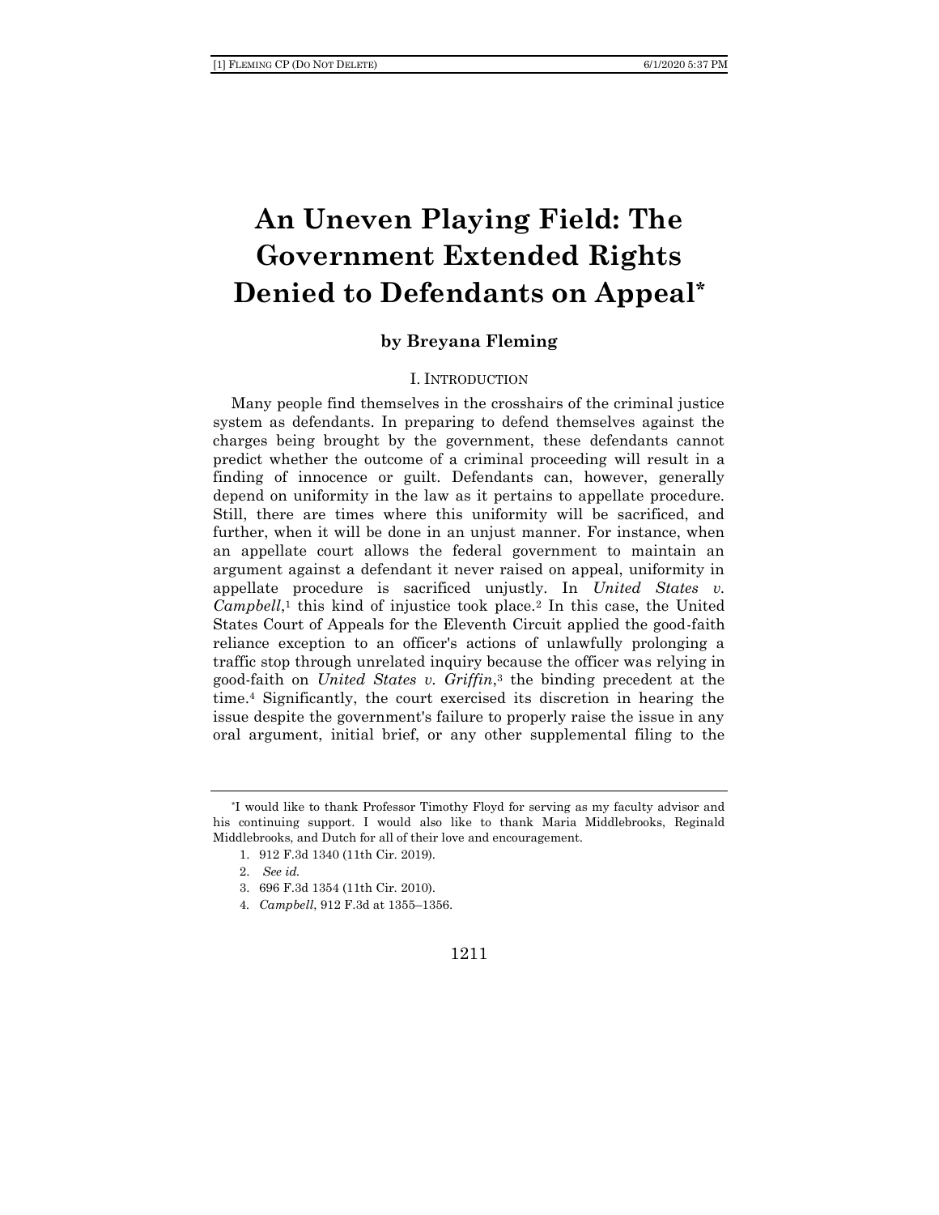# An Uneven Playing Field: The Government Extended Rights Denied to Defendants on Appeal*

**by Breyana Fleming**

## I. INTRODUCTION

Many people find themselves in the crosshairs of the criminal justice system as defendants. In preparing to defend themselves against the charges being brought by the government, these defendants cannot predict whether the outcome of a criminal proceeding will result in a finding of innocence or guilt. Defendants can, however, generally depend on uniformity in the law as it pertains to appellate procedure. Still, there are times where this uniformity will be sacrificed, and further, when it will be done in an unjust manner. For instance, when an appellate court allows the federal government to maintain an argument against a defendant it never raised on appeal, uniformity in appellate procedure is sacrificed unjustly. In *United States v. Campbell*,[1] this kind of injustice took place.[2] In this case, the United States Court of Appeals for the Eleventh Circuit applied the good-faith reliance exception to an officer's actions of unlawfully prolonging a traffic stop through unrelated inquiry because the officer was relying in good-faith on *United States v. Griffin*,[3] the binding precedent at the time.[4] Significantly, the court exercised its discretion in hearing the issue despite the government's failure to properly raise the issue in any oral argument, initial brief, or any other supplemental filing to the

---

*I would like to thank Professor Timothy Floyd for serving as my faculty advisor and his continuing support. I would also like to thank Maria Middlebrooks, Reginald Middlebrooks, and Dutch for all of their love and encouragement.

1. 912 F.3d 1340 (11th Cir. 2019).
2. *See id.*
3. 696 F.3d 1354 (11th Cir. 2010).
4. *Campbell*, 912 F.3d at 1355–1356.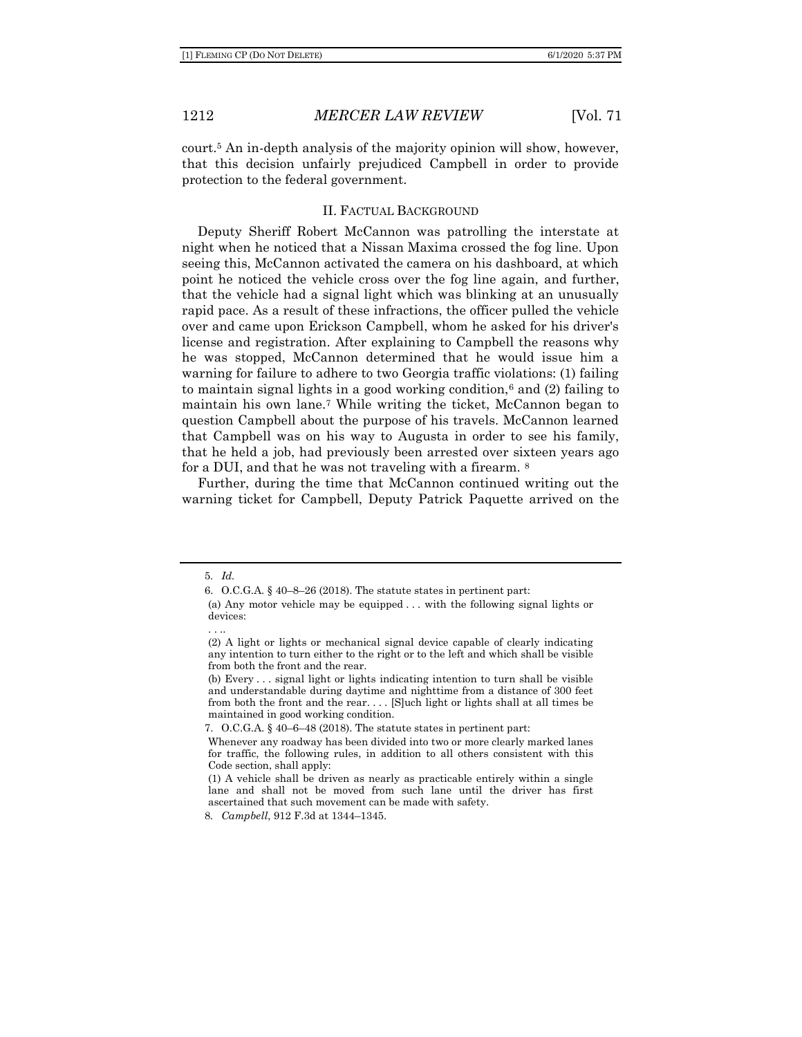court.[5] An in-depth analysis of the majority opinion will show, however, that this decision unfairly prejudiced Campbell in order to provide protection to the federal government.

## II. FACTUAL BACKGROUND

Deputy Sheriff Robert McCannon was patrolling the interstate at night when he noticed that a Nissan Maxima crossed the fog line. Upon seeing this, McCannon activated the camera on his dashboard, at which point he noticed the vehicle cross over the fog line again, and further, that the vehicle had a signal light which was blinking at an unusually rapid pace. As a result of these infractions, the officer pulled the vehicle over and came upon Erickson Campbell, whom he asked for his driver's license and registration. After explaining to Campbell the reasons why he was stopped, McCannon determined that he would issue him a warning for failure to adhere to two Georgia traffic violations: (1) failing to maintain signal lights in a good working condition,[6] and (2) failing to maintain his own lane.[7] While writing the ticket, McCannon began to question Campbell about the purpose of his travels. McCannon learned that Campbell was on his way to Augusta in order to see his family, that he held a job, had previously been arrested over sixteen years ago for a DUI, and that he was not traveling with a firearm. [8]

Further, during the time that McCannon continued writing out the warning ticket for Campbell, Deputy Patrick Paquette arrived on the

---

5. *Id.*

6. O.C.G.A. § 40–8–26 (2018). The statute states in pertinent part:

> (a) Any motor vehicle may be equipped . . . with the following signal lights or devices:
>
> . . ..
>
> (2) A light or lights or mechanical signal device capable of clearly indicating any intention to turn either to the right or to the left and which shall be visible from both the front and the rear.
>
> (b) Every . . . signal light or lights indicating intention to turn shall be visible and understandable during daytime and nighttime from a distance of 300 feet from both the front and the rear. . . . [S]uch light or lights shall at all times be maintained in good working condition.

7. O.C.G.A. § 40–6–48 (2018). The statute states in pertinent part:

> Whenever any roadway has been divided into two or more clearly marked lanes for traffic, the following rules, in addition to all others consistent with this Code section, shall apply:
>
> (1) A vehicle shall be driven as nearly as practicable entirely within a single lane and shall not be moved from such lane until the driver has first ascertained that such movement can be made with safety.

8. *Campbell*, 912 F.3d at 1344–1345.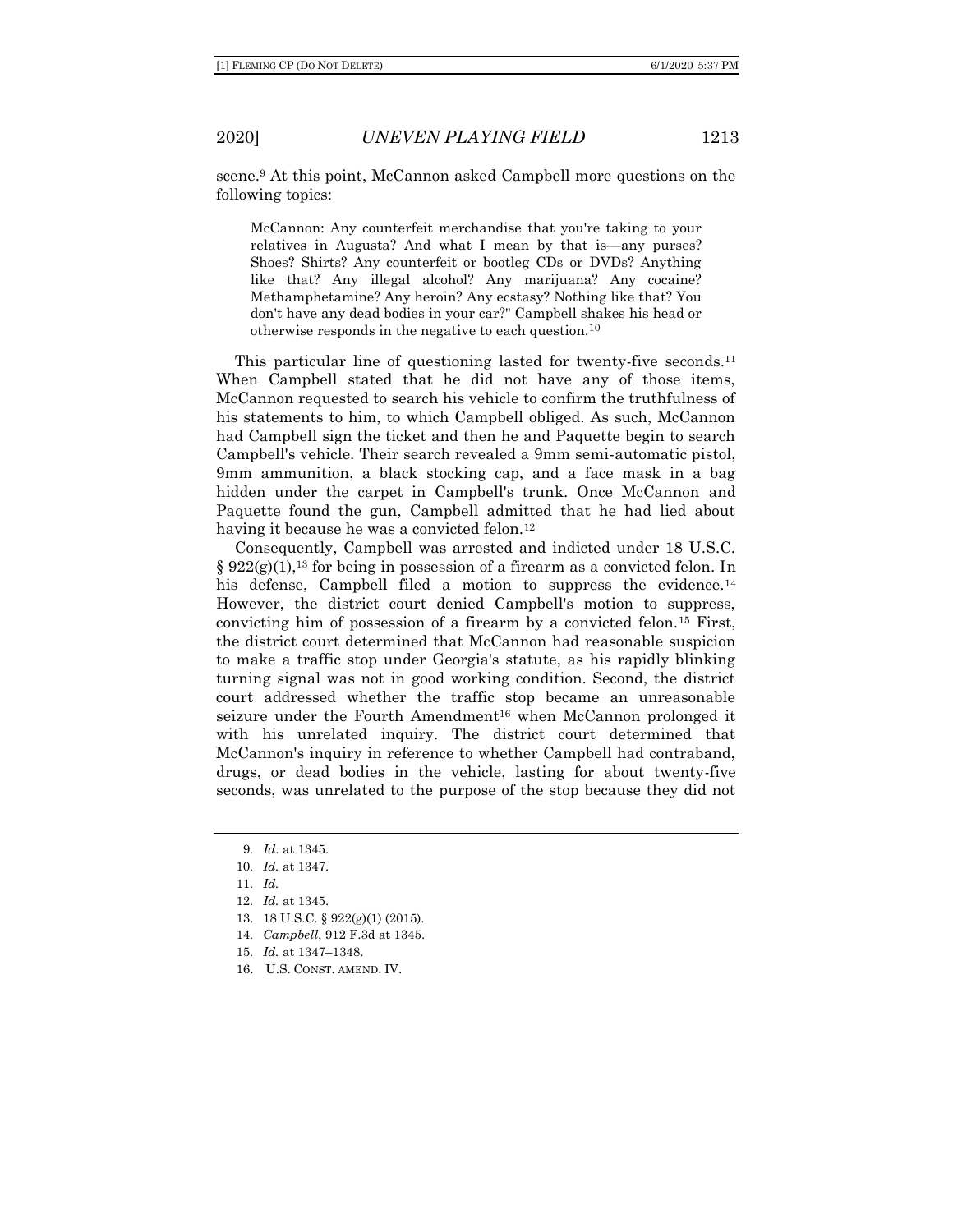scene.[9] At this point, McCannon asked Campbell more questions on the following topics:

> McCannon: Any counterfeit merchandise that you're taking to your relatives in Augusta? And what I mean by that is—any purses? Shoes? Shirts? Any counterfeit or bootleg CDs or DVDs? Anything like that? Any illegal alcohol? Any marijuana? Any cocaine? Methamphetamine? Any heroin? Any ecstasy? Nothing like that? You don't have any dead bodies in your car?" Campbell shakes his head or otherwise responds in the negative to each question.[10]

This particular line of questioning lasted for twenty-five seconds.[11] When Campbell stated that he did not have any of those items, McCannon requested to search his vehicle to confirm the truthfulness of his statements to him, to which Campbell obliged. As such, McCannon had Campbell sign the ticket and then he and Paquette begin to search Campbell's vehicle. Their search revealed a 9mm semi-automatic pistol, 9mm ammunition, a black stocking cap, and a face mask in a bag hidden under the carpet in Campbell's trunk. Once McCannon and Paquette found the gun, Campbell admitted that he had lied about having it because he was a convicted felon.[12]

Consequently, Campbell was arrested and indicted under 18 U.S.C. § 922(g)(1),[13] for being in possession of a firearm as a convicted felon. In his defense, Campbell filed a motion to suppress the evidence.[14] However, the district court denied Campbell's motion to suppress, convicting him of possession of a firearm by a convicted felon.[15] First, the district court determined that McCannon had reasonable suspicion to make a traffic stop under Georgia's statute, as his rapidly blinking turning signal was not in good working condition. Second, the district court addressed whether the traffic stop became an unreasonable seizure under the Fourth Amendment[16] when McCannon prolonged it with his unrelated inquiry. The district court determined that McCannon's inquiry in reference to whether Campbell had contraband, drugs, or dead bodies in the vehicle, lasting for about twenty-five seconds, was unrelated to the purpose of the stop because they did not

---

9. *Id*. at 1345.
10. *Id.* at 1347.
11. *Id.*
12. *Id.* at 1345.
13. 18 U.S.C. § 922(g)(1) (2015).
14. *Campbell*, 912 F.3d at 1345.
15. *Id.* at 1347–1348.
16. U.S. CONST. AMEND. IV.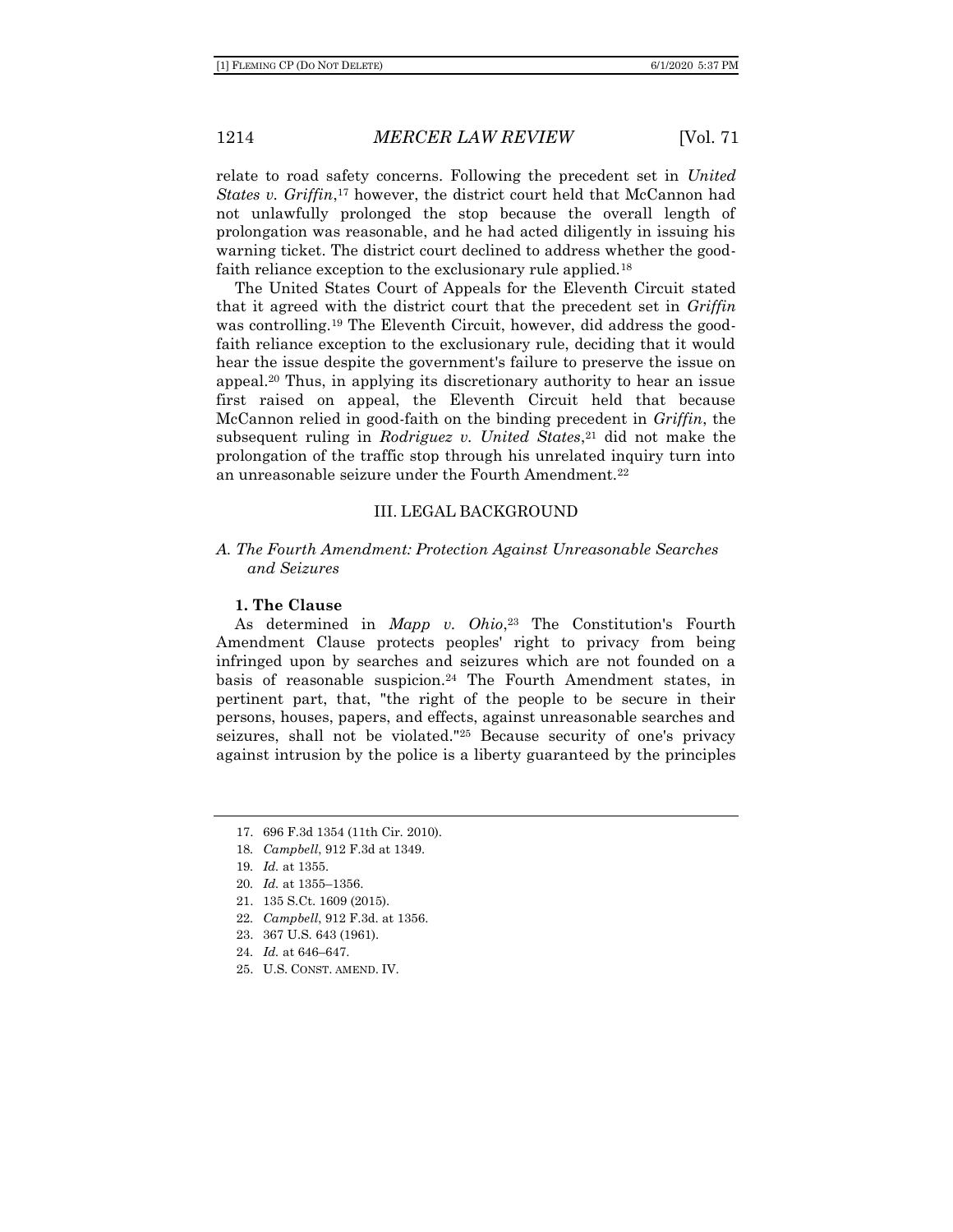relate to road safety concerns. Following the precedent set in *United States v. Griffin*,[17] however, the district court held that McCannon had not unlawfully prolonged the stop because the overall length of prolongation was reasonable, and he had acted diligently in issuing his warning ticket. The district court declined to address whether the good-faith reliance exception to the exclusionary rule applied.[18]

The United States Court of Appeals for the Eleventh Circuit stated that it agreed with the district court that the precedent set in *Griffin* was controlling.[19] The Eleventh Circuit, however, did address the good-faith reliance exception to the exclusionary rule, deciding that it would hear the issue despite the government's failure to preserve the issue on appeal.[20] Thus, in applying its discretionary authority to hear an issue first raised on appeal, the Eleventh Circuit held that because McCannon relied in good-faith on the binding precedent in *Griffin*, the subsequent ruling in *Rodriguez v. United States*,[21] did not make the prolongation of the traffic stop through his unrelated inquiry turn into an unreasonable seizure under the Fourth Amendment.[22]

## III. LEGAL BACKGROUND

### *A. The Fourth Amendment: Protection Against Unreasonable Searches and Seizures*

#### 1. The Clause

As determined in *Mapp v. Ohio*,[23] The Constitution's Fourth Amendment Clause protects peoples' right to privacy from being infringed upon by searches and seizures which are not founded on a basis of reasonable suspicion.[24] The Fourth Amendment states, in pertinent part, that, "the right of the people to be secure in their persons, houses, papers, and effects, against unreasonable searches and seizures, shall not be violated."[25] Because security of one's privacy against intrusion by the police is a liberty guaranteed by the principles

---

17. 696 F.3d 1354 (11th Cir. 2010).
18. *Campbell*, 912 F.3d at 1349.
19. *Id.* at 1355.
20. *Id.* at 1355–1356.
21. 135 S.Ct. 1609 (2015).
22. *Campbell*, 912 F.3d. at 1356.
23. 367 U.S. 643 (1961).
24. *Id.* at 646–647.
25. U.S. CONST. AMEND. IV.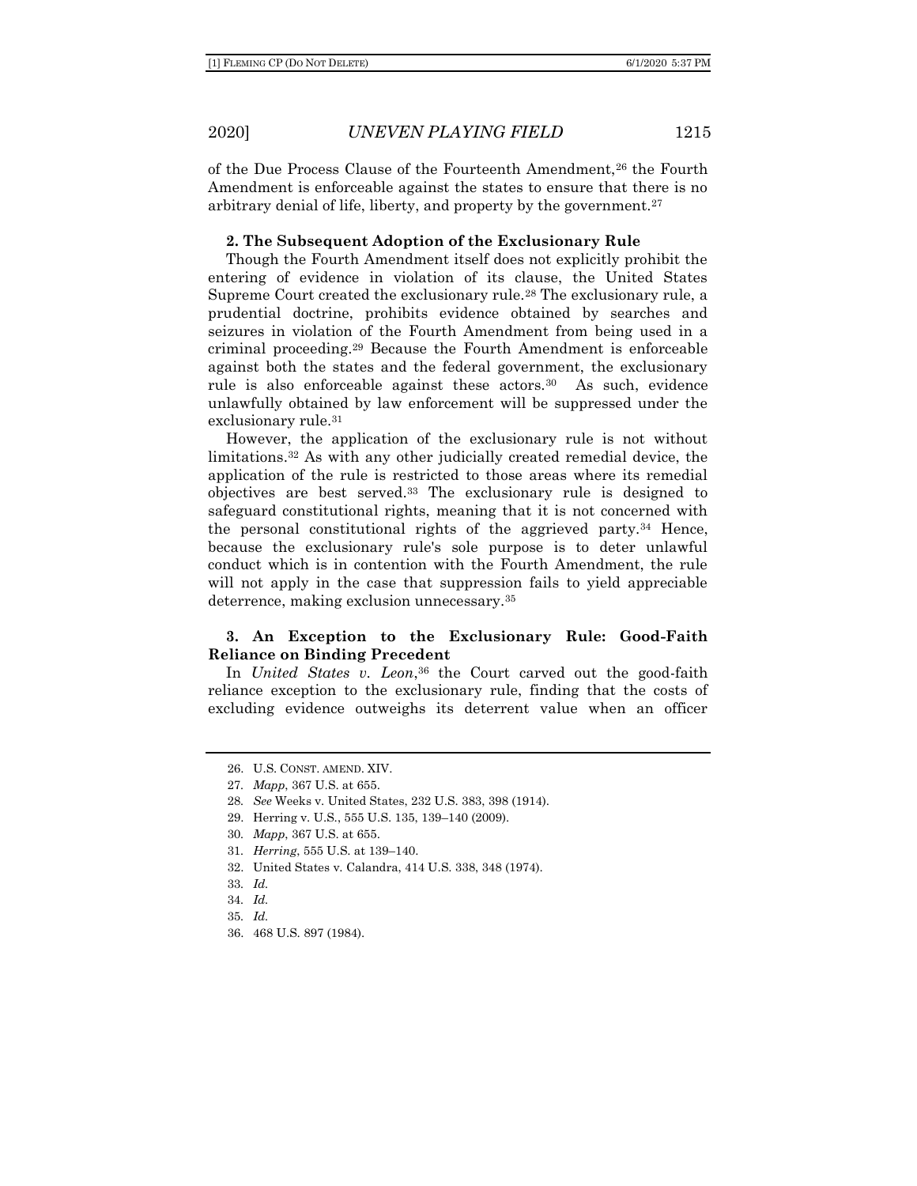of the Due Process Clause of the Fourteenth Amendment,[26] the Fourth Amendment is enforceable against the states to ensure that there is no arbitrary denial of life, liberty, and property by the government.[27]

### 2. The Subsequent Adoption of the Exclusionary Rule

Though the Fourth Amendment itself does not explicitly prohibit the entering of evidence in violation of its clause, the United States Supreme Court created the exclusionary rule.[28] The exclusionary rule, a prudential doctrine, prohibits evidence obtained by searches and seizures in violation of the Fourth Amendment from being used in a criminal proceeding.[29] Because the Fourth Amendment is enforceable against both the states and the federal government, the exclusionary rule is also enforceable against these actors.[30] As such, evidence unlawfully obtained by law enforcement will be suppressed under the exclusionary rule.[31]

However, the application of the exclusionary rule is not without limitations.[32] As with any other judicially created remedial device, the application of the rule is restricted to those areas where its remedial objectives are best served.[33] The exclusionary rule is designed to safeguard constitutional rights, meaning that it is not concerned with the personal constitutional rights of the aggrieved party.[34] Hence, because the exclusionary rule's sole purpose is to deter unlawful conduct which is in contention with the Fourth Amendment, the rule will not apply in the case that suppression fails to yield appreciable deterrence, making exclusion unnecessary.[35]

### 3. An Exception to the Exclusionary Rule: Good-Faith Reliance on Binding Precedent

In *United States v. Leon*,[36] the Court carved out the good-faith reliance exception to the exclusionary rule, finding that the costs of excluding evidence outweighs its deterrent value when an officer

---

26. U.S. CONST. AMEND. XIV.
27. *Mapp*, 367 U.S. at 655.
28. *See* Weeks v. United States, 232 U.S. 383, 398 (1914).
29. Herring v. U.S., 555 U.S. 135, 139–140 (2009).
30. *Mapp*, 367 U.S. at 655.
31. *Herring*, 555 U.S. at 139–140.
32. United States v. Calandra, 414 U.S. 338, 348 (1974).
33. *Id.*
34. *Id.*
35. *Id.*
36. 468 U.S. 897 (1984).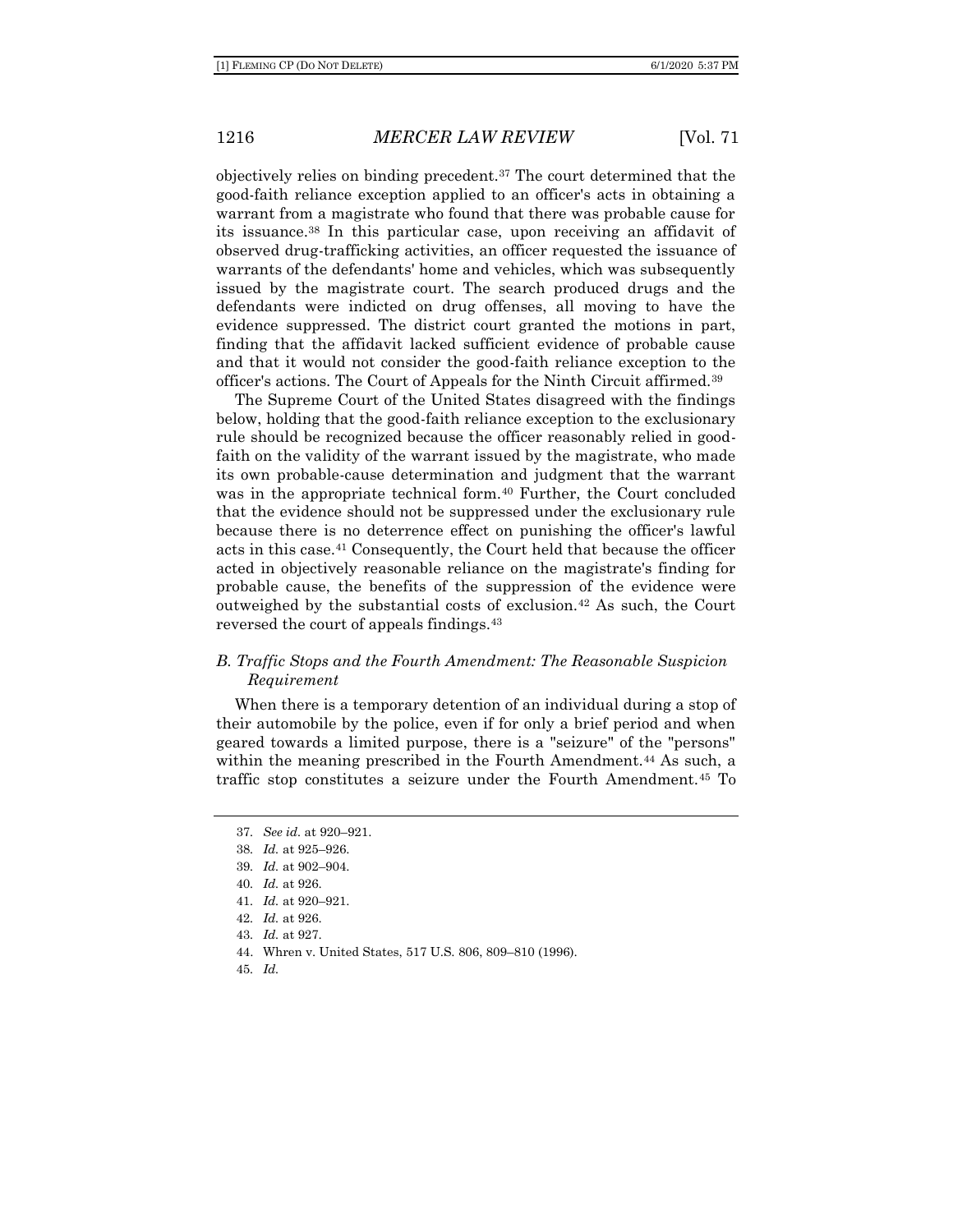objectively relies on binding precedent.[37] The court determined that the good-faith reliance exception applied to an officer's acts in obtaining a warrant from a magistrate who found that there was probable cause for its issuance.[38] In this particular case, upon receiving an affidavit of observed drug-trafficking activities, an officer requested the issuance of warrants of the defendants' home and vehicles, which was subsequently issued by the magistrate court. The search produced drugs and the defendants were indicted on drug offenses, all moving to have the evidence suppressed. The district court granted the motions in part, finding that the affidavit lacked sufficient evidence of probable cause and that it would not consider the good-faith reliance exception to the officer's actions. The Court of Appeals for the Ninth Circuit affirmed.[39]

The Supreme Court of the United States disagreed with the findings below, holding that the good-faith reliance exception to the exclusionary rule should be recognized because the officer reasonably relied in good-faith on the validity of the warrant issued by the magistrate, who made its own probable-cause determination and judgment that the warrant was in the appropriate technical form.[40] Further, the Court concluded that the evidence should not be suppressed under the exclusionary rule because there is no deterrence effect on punishing the officer's lawful acts in this case.[41] Consequently, the Court held that because the officer acted in objectively reasonable reliance on the magistrate's finding for probable cause, the benefits of the suppression of the evidence were outweighed by the substantial costs of exclusion.[42] As such, the Court reversed the court of appeals findings.[43]

### *B. Traffic Stops and the Fourth Amendment: The Reasonable Suspicion Requirement*

When there is a temporary detention of an individual during a stop of their automobile by the police, even if for only a brief period and when geared towards a limited purpose, there is a "seizure" of the "persons" within the meaning prescribed in the Fourth Amendment.[44] As such, a traffic stop constitutes a seizure under the Fourth Amendment.[45] To

---

37. *See id.* at 920–921.
38. *Id.* at 925–926.
39. *Id.* at 902–904.
40. *Id.* at 926.
41. *Id.* at 920–921.
42. *Id.* at 926.
43. *Id.* at 927.
44. Whren v. United States, 517 U.S. 806, 809–810 (1996).
45. *Id.*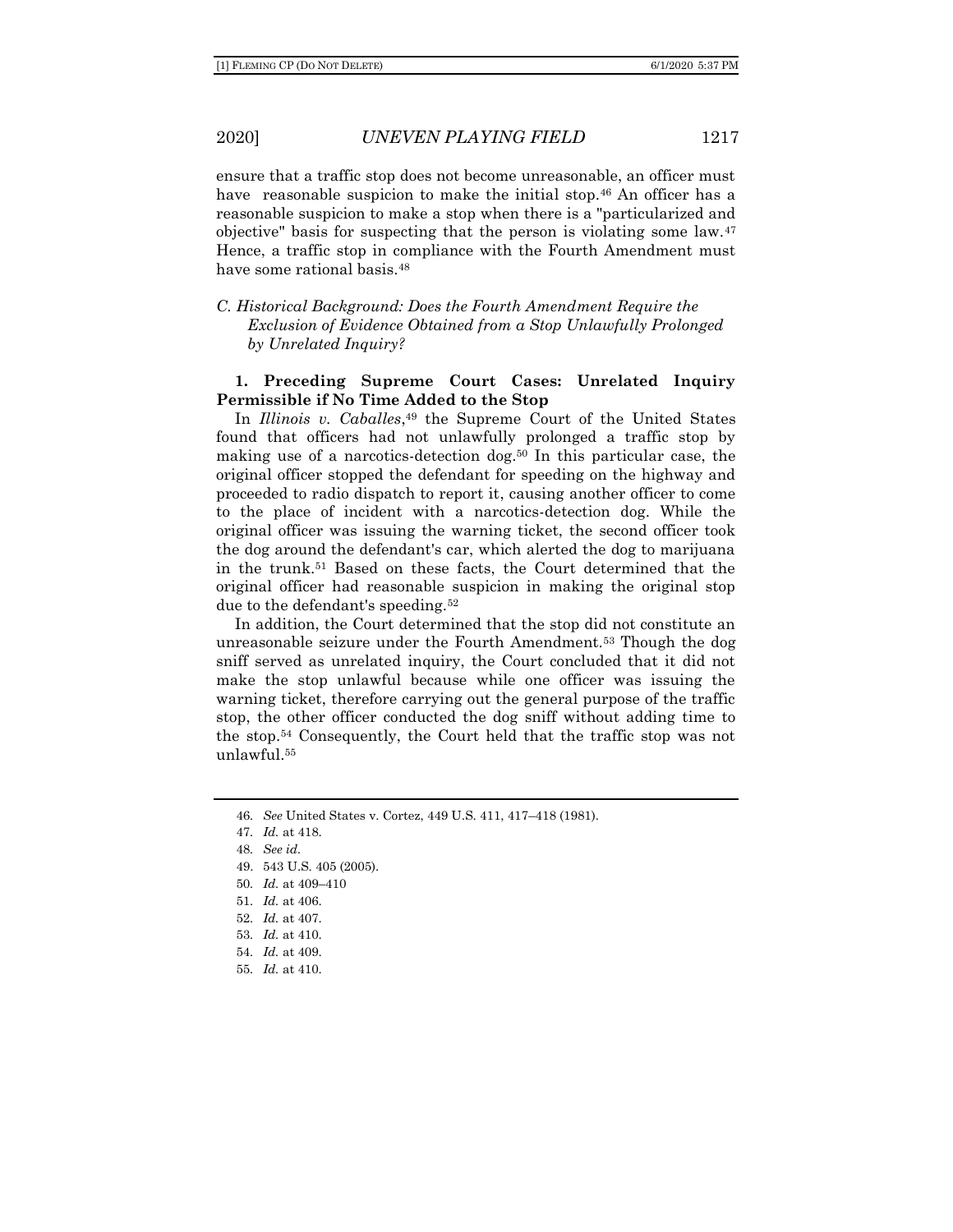ensure that a traffic stop does not become unreasonable, an officer must have reasonable suspicion to make the initial stop.[46] An officer has a reasonable suspicion to make a stop when there is a "particularized and objective" basis for suspecting that the person is violating some law.[47] Hence, a traffic stop in compliance with the Fourth Amendment must have some rational basis.[48]

### *C. Historical Background: Does the Fourth Amendment Require the Exclusion of Evidence Obtained from a Stop Unlawfully Prolonged by Unrelated Inquiry?*

#### 1. Preceding Supreme Court Cases: Unrelated Inquiry Permissible if No Time Added to the Stop

In *Illinois v. Caballes*,[49] the Supreme Court of the United States found that officers had not unlawfully prolonged a traffic stop by making use of a narcotics-detection dog.[50] In this particular case, the original officer stopped the defendant for speeding on the highway and proceeded to radio dispatch to report it, causing another officer to come to the place of incident with a narcotics-detection dog. While the original officer was issuing the warning ticket, the second officer took the dog around the defendant's car, which alerted the dog to marijuana in the trunk.[51] Based on these facts, the Court determined that the original officer had reasonable suspicion in making the original stop due to the defendant's speeding.[52]

In addition, the Court determined that the stop did not constitute an unreasonable seizure under the Fourth Amendment.[53] Though the dog sniff served as unrelated inquiry, the Court concluded that it did not make the stop unlawful because while one officer was issuing the warning ticket, therefore carrying out the general purpose of the traffic stop, the other officer conducted the dog sniff without adding time to the stop.[54] Consequently, the Court held that the traffic stop was not unlawful.[55]

---

46. *See* United States v. Cortez, 449 U.S. 411, 417–418 (1981).
47. *Id.* at 418.
48. *See id.*
49. 543 U.S. 405 (2005).
50. *Id.* at 409–410
51. *Id.* at 406.
52. *Id.* at 407.
53. *Id.* at 410.
54. *Id.* at 409.
55. *Id.* at 410.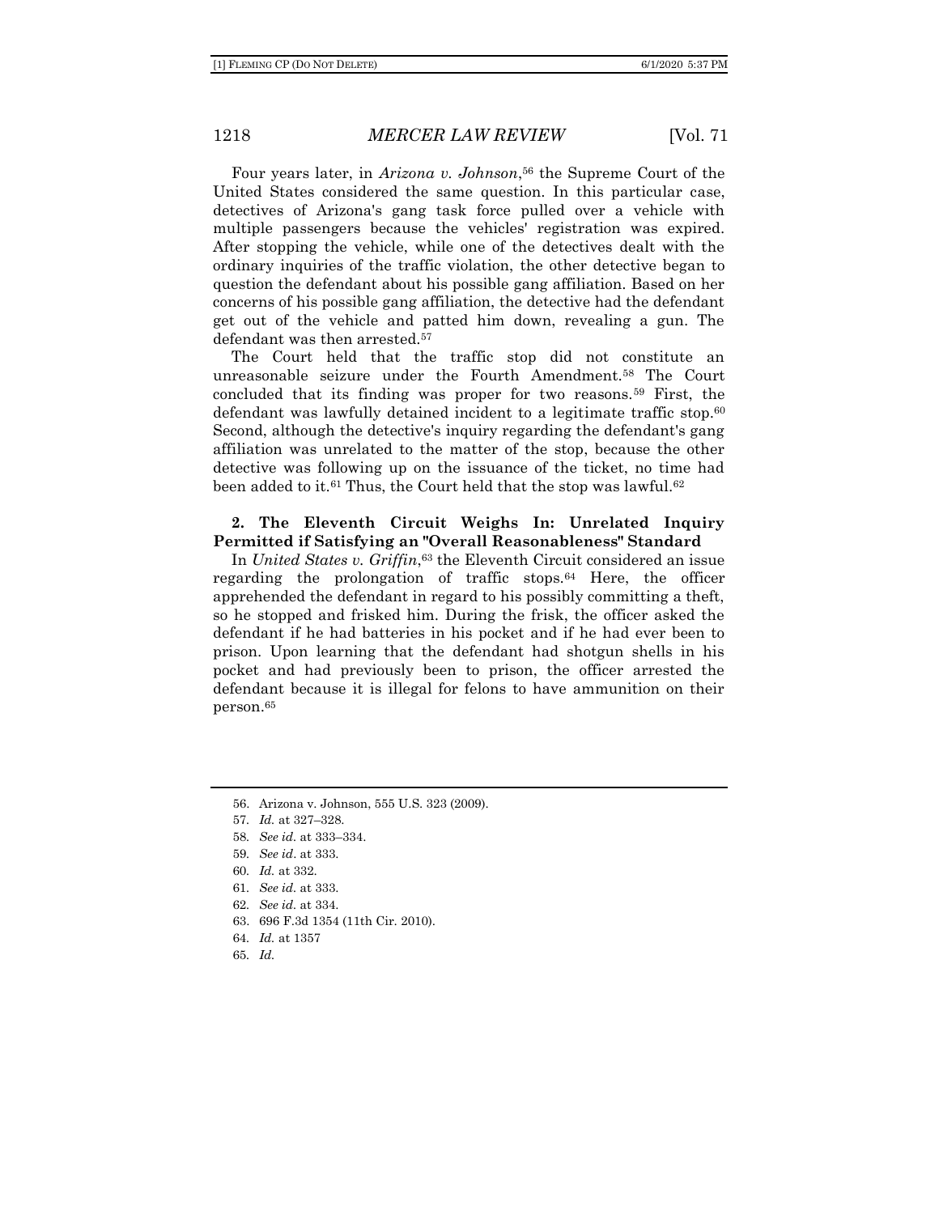Four years later, in *Arizona v. Johnson*,[56] the Supreme Court of the United States considered the same question. In this particular case, detectives of Arizona's gang task force pulled over a vehicle with multiple passengers because the vehicles' registration was expired. After stopping the vehicle, while one of the detectives dealt with the ordinary inquiries of the traffic violation, the other detective began to question the defendant about his possible gang affiliation. Based on her concerns of his possible gang affiliation, the detective had the defendant get out of the vehicle and patted him down, revealing a gun. The defendant was then arrested.[57]

The Court held that the traffic stop did not constitute an unreasonable seizure under the Fourth Amendment.[58] The Court concluded that its finding was proper for two reasons.[59] First, the defendant was lawfully detained incident to a legitimate traffic stop.[60] Second, although the detective's inquiry regarding the defendant's gang affiliation was unrelated to the matter of the stop, because the other detective was following up on the issuance of the ticket, no time had been added to it.[61] Thus, the Court held that the stop was lawful.[62]

### 2. The Eleventh Circuit Weighs In: Unrelated Inquiry Permitted if Satisfying an "Overall Reasonableness" Standard

In *United States v. Griffin*,[63] the Eleventh Circuit considered an issue regarding the prolongation of traffic stops.[64] Here, the officer apprehended the defendant in regard to his possibly committing a theft, so he stopped and frisked him. During the frisk, the officer asked the defendant if he had batteries in his pocket and if he had ever been to prison. Upon learning that the defendant had shotgun shells in his pocket and had previously been to prison, the officer arrested the defendant because it is illegal for felons to have ammunition on their person.[65]

---

56. Arizona v. Johnson, 555 U.S. 323 (2009).
57. *Id.* at 327–328.
58. *See id.* at 333–334.
59. *See id*. at 333.
60. *Id.* at 332.
61. *See id*. at 333.
62. *See id*. at 334.
63. 696 F.3d 1354 (11th Cir. 2010).
64. *Id.* at 1357
65. *Id.*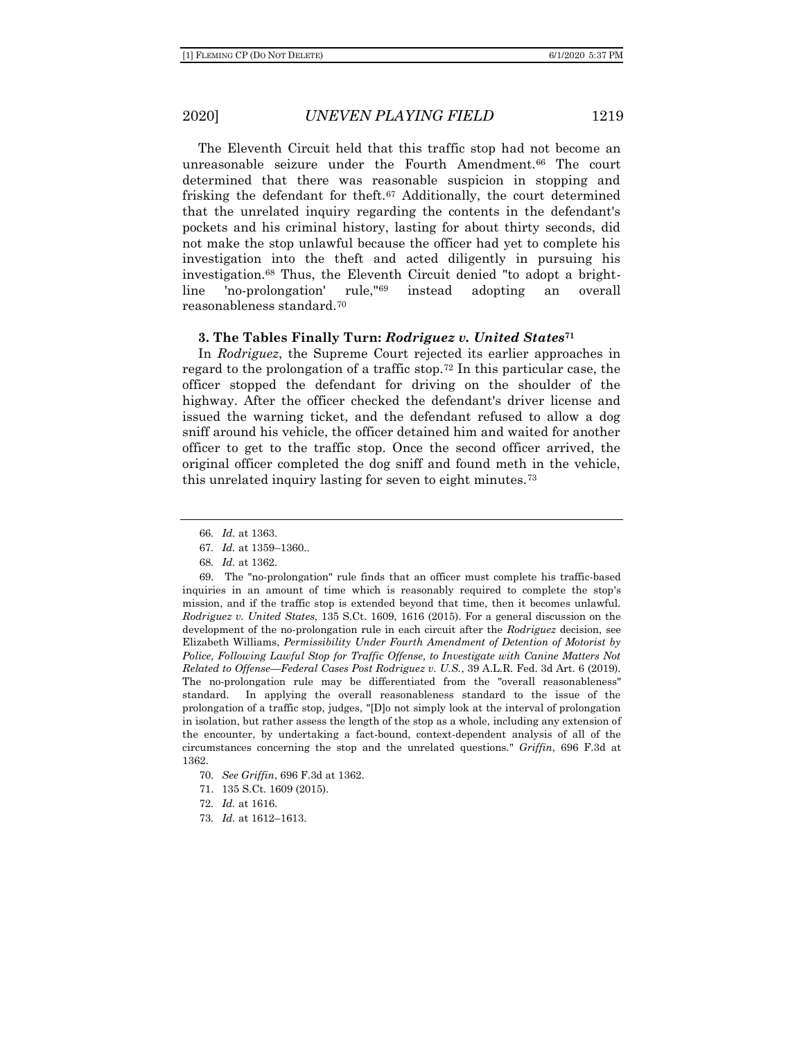The Eleventh Circuit held that this traffic stop had not become an unreasonable seizure under the Fourth Amendment.[66] The court determined that there was reasonable suspicion in stopping and frisking the defendant for theft.[67] Additionally, the court determined that the unrelated inquiry regarding the contents in the defendant's pockets and his criminal history, lasting for about thirty seconds, did not make the stop unlawful because the officer had yet to complete his investigation into the theft and acted diligently in pursuing his investigation.[68] Thus, the Eleventh Circuit denied "to adopt a bright-line 'no-prolongation' rule,"[69] instead adopting an overall reasonableness standard.[70]

### 3. The Tables Finally Turn: *Rodriguez v. United States*[71]

In *Rodriguez*, the Supreme Court rejected its earlier approaches in regard to the prolongation of a traffic stop.[72] In this particular case, the officer stopped the defendant for driving on the shoulder of the highway. After the officer checked the defendant's driver license and issued the warning ticket, and the defendant refused to allow a dog sniff around his vehicle, the officer detained him and waited for another officer to get to the traffic stop. Once the second officer arrived, the original officer completed the dog sniff and found meth in the vehicle, this unrelated inquiry lasting for seven to eight minutes.[73]

---

66. *Id.* at 1363.

67. *Id.* at 1359–1360..

68. *Id.* at 1362.

69. The "no-prolongation" rule finds that an officer must complete his traffic-based inquiries in an amount of time which is reasonably required to complete the stop's mission, and if the traffic stop is extended beyond that time, then it becomes unlawful. *Rodriguez v. United States*, 135 S.Ct. 1609, 1616 (2015). For a general discussion on the development of the no-prolongation rule in each circuit after the *Rodriguez* decision, see Elizabeth Williams, *Permissibility Under Fourth Amendment of Detention of Motorist by Police, Following Lawful Stop for Traffic Offense, to Investigate with Canine Matters Not Related to Offense—Federal Cases Post Rodriguez v. U.S.*, 39 A.L.R. Fed. 3d Art. 6 (2019). The no-prolongation rule may be differentiated from the "overall reasonableness" standard. In applying the overall reasonableness standard to the issue of the prolongation of a traffic stop, judges, "[D]o not simply look at the interval of prolongation in isolation, but rather assess the length of the stop as a whole, including any extension of the encounter, by undertaking a fact-bound, context-dependent analysis of all of the circumstances concerning the stop and the unrelated questions." *Griffin*, 696 F.3d at 1362.

70. *See Griffin*, 696 F.3d at 1362.

71. 135 S.Ct. 1609 (2015).

72. *Id.* at 1616.

73. *Id.* at 1612–1613.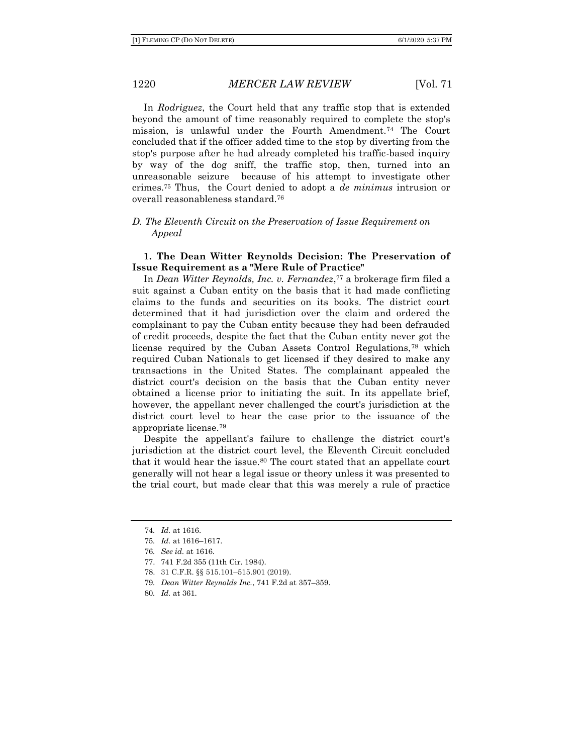In *Rodriguez*, the Court held that any traffic stop that is extended beyond the amount of time reasonably required to complete the stop's mission, is unlawful under the Fourth Amendment.[74] The Court concluded that if the officer added time to the stop by diverting from the stop's purpose after he had already completed his traffic-based inquiry by way of the dog sniff, the traffic stop, then, turned into an unreasonable seizure because of his attempt to investigate other crimes.[75] Thus, the Court denied to adopt a *de minimus* intrusion or overall reasonableness standard.[76]

### *D. The Eleventh Circuit on the Preservation of Issue Requirement on Appeal*

#### **1. The Dean Witter Reynolds Decision: The Preservation of Issue Requirement as a "Mere Rule of Practice"**

In *Dean Witter Reynolds, Inc. v. Fernandez*,[77] a brokerage firm filed a suit against a Cuban entity on the basis that it had made conflicting claims to the funds and securities on its books. The district court determined that it had jurisdiction over the claim and ordered the complainant to pay the Cuban entity because they had been defrauded of credit proceeds, despite the fact that the Cuban entity never got the license required by the Cuban Assets Control Regulations,[78] which required Cuban Nationals to get licensed if they desired to make any transactions in the United States. The complainant appealed the district court's decision on the basis that the Cuban entity never obtained a license prior to initiating the suit. In its appellate brief, however, the appellant never challenged the court's jurisdiction at the district court level to hear the case prior to the issuance of the appropriate license.[79]

Despite the appellant's failure to challenge the district court's jurisdiction at the district court level, the Eleventh Circuit concluded that it would hear the issue.[80] The court stated that an appellate court generally will not hear a legal issue or theory unless it was presented to the trial court, but made clear that this was merely a rule of practice

---

74. *Id.* at 1616.
75. *Id.* at 1616–1617.
76. *See id.* at 1616.
77. 741 F.2d 355 (11th Cir. 1984).
78. 31 C.F.R. §§ 515.101–515.901 (2019).
79. *Dean Witter Reynolds Inc.*, 741 F.2d at 357–359.
80. *Id.* at 361.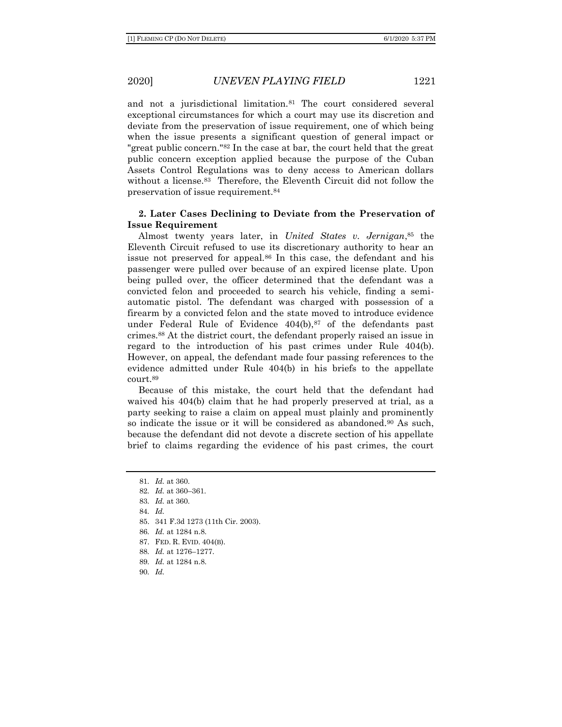and not a jurisdictional limitation.[81] The court considered several exceptional circumstances for which a court may use its discretion and deviate from the preservation of issue requirement, one of which being when the issue presents a significant question of general impact or "great public concern."[82] In the case at bar, the court held that the great public concern exception applied because the purpose of the Cuban Assets Control Regulations was to deny access to American dollars without a license.[83] Therefore, the Eleventh Circuit did not follow the preservation of issue requirement.[84]

**2. Later Cases Declining to Deviate from the Preservation of Issue Requirement**

Almost twenty years later, in *United States v. Jernigan*,[85] the Eleventh Circuit refused to use its discretionary authority to hear an issue not preserved for appeal.[86] In this case, the defendant and his passenger were pulled over because of an expired license plate. Upon being pulled over, the officer determined that the defendant was a convicted felon and proceeded to search his vehicle, finding a semi-automatic pistol. The defendant was charged with possession of a firearm by a convicted felon and the state moved to introduce evidence under Federal Rule of Evidence 404(b),[87] of the defendants past crimes.[88] At the district court, the defendant properly raised an issue in regard to the introduction of his past crimes under Rule 404(b). However, on appeal, the defendant made four passing references to the evidence admitted under Rule 404(b) in his briefs to the appellate court.[89]

Because of this mistake, the court held that the defendant had waived his 404(b) claim that he had properly preserved at trial, as a party seeking to raise a claim on appeal must plainly and prominently so indicate the issue or it will be considered as abandoned.[90] As such, because the defendant did not devote a discrete section of his appellate brief to claims regarding the evidence of his past crimes, the court

81. *Id.* at 360.
82. *Id.* at 360–361.
83. *Id.* at 360.
84. *Id.*
85. 341 F.3d 1273 (11th Cir. 2003).
86. *Id.* at 1284 n.8.
87. FED. R. EVID. 404(B).
88. *Id.* at 1276–1277.
89. *Id.* at 1284 n.8.
90. *Id.*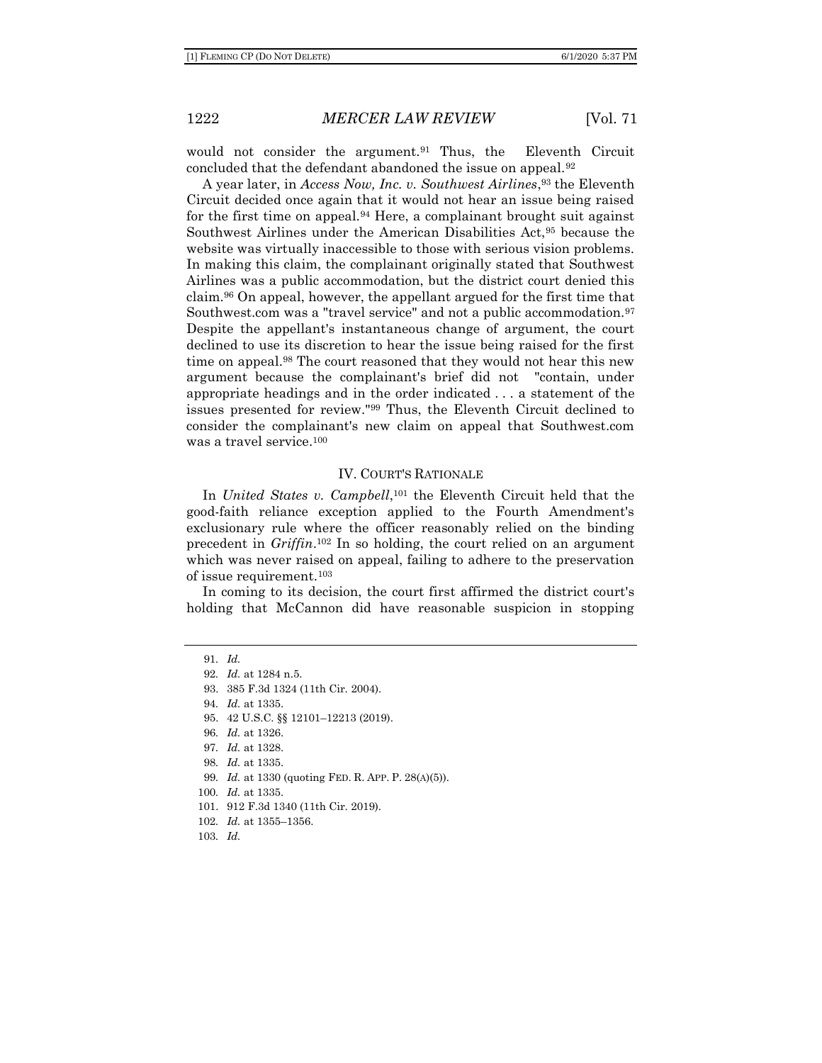would not consider the argument.[91] Thus, the Eleventh Circuit concluded that the defendant abandoned the issue on appeal.[92]

A year later, in *Access Now, Inc. v. Southwest Airlines*,[93] the Eleventh Circuit decided once again that it would not hear an issue being raised for the first time on appeal.[94] Here, a complainant brought suit against Southwest Airlines under the American Disabilities Act,[95] because the website was virtually inaccessible to those with serious vision problems. In making this claim, the complainant originally stated that Southwest Airlines was a public accommodation, but the district court denied this claim.[96] On appeal, however, the appellant argued for the first time that Southwest.com was a "travel service" and not a public accommodation.[97] Despite the appellant's instantaneous change of argument, the court declined to use its discretion to hear the issue being raised for the first time on appeal.[98] The court reasoned that they would not hear this new argument because the complainant's brief did not "contain, under appropriate headings and in the order indicated . . . a statement of the issues presented for review."[99] Thus, the Eleventh Circuit declined to consider the complainant's new claim on appeal that Southwest.com was a travel service.[100]

## IV. COURT'S RATIONALE

In *United States v. Campbell*,[101] the Eleventh Circuit held that the good-faith reliance exception applied to the Fourth Amendment's exclusionary rule where the officer reasonably relied on the binding precedent in *Griffin*.[102] In so holding, the court relied on an argument which was never raised on appeal, failing to adhere to the preservation of issue requirement.[103]

In coming to its decision, the court first affirmed the district court's holding that McCannon did have reasonable suspicion in stopping

---

91. *Id.*
92. *Id.* at 1284 n.5.
93. 385 F.3d 1324 (11th Cir. 2004).
94. *Id.* at 1335.
95. 42 U.S.C. §§ 12101–12213 (2019).
96. *Id.* at 1326.
97. *Id.* at 1328.
98. *Id.* at 1335.
99. *Id.* at 1330 (quoting FED. R. APP. P. 28(A)(5)).
100. *Id.* at 1335.
101. 912 F.3d 1340 (11th Cir. 2019).
102. *Id.* at 1355–1356.
103. *Id.*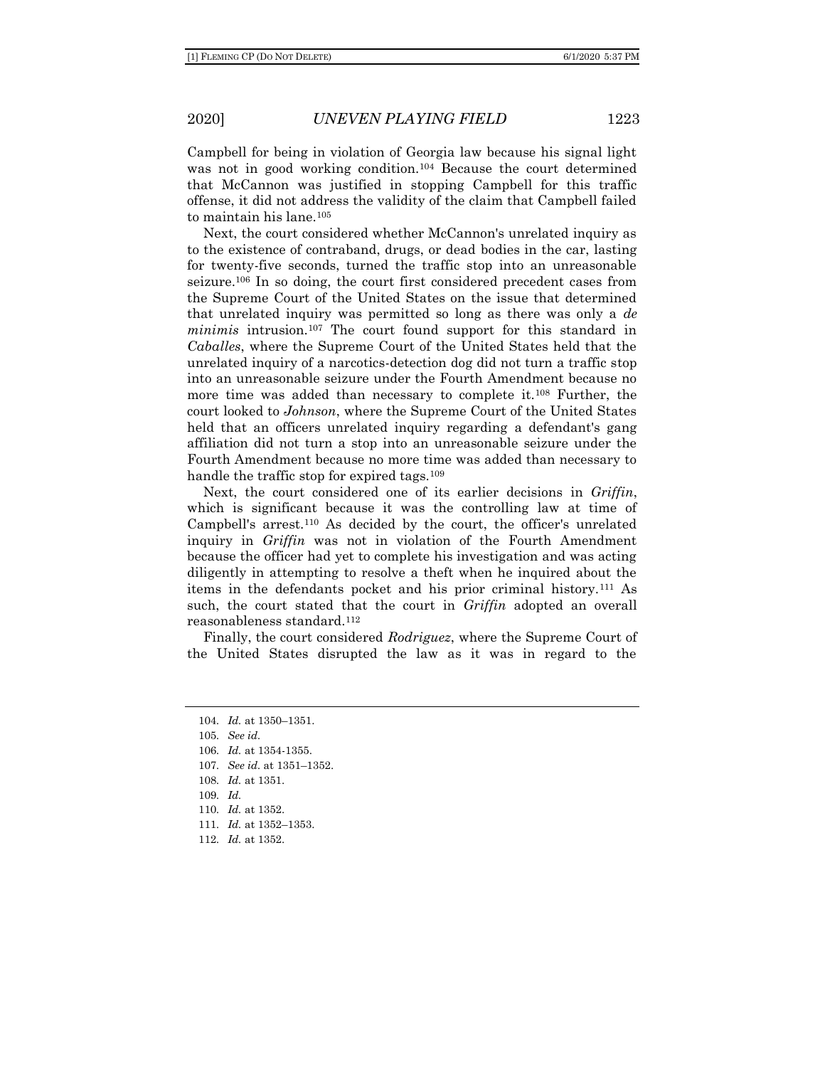Campbell for being in violation of Georgia law because his signal light was not in good working condition.[104] Because the court determined that McCannon was justified in stopping Campbell for this traffic offense, it did not address the validity of the claim that Campbell failed to maintain his lane.[105]

Next, the court considered whether McCannon's unrelated inquiry as to the existence of contraband, drugs, or dead bodies in the car, lasting for twenty-five seconds, turned the traffic stop into an unreasonable seizure.[106] In so doing, the court first considered precedent cases from the Supreme Court of the United States on the issue that determined that unrelated inquiry was permitted so long as there was only a *de minimis* intrusion.[107] The court found support for this standard in *Caballes*, where the Supreme Court of the United States held that the unrelated inquiry of a narcotics-detection dog did not turn a traffic stop into an unreasonable seizure under the Fourth Amendment because no more time was added than necessary to complete it.[108] Further, the court looked to *Johnson*, where the Supreme Court of the United States held that an officers unrelated inquiry regarding a defendant's gang affiliation did not turn a stop into an unreasonable seizure under the Fourth Amendment because no more time was added than necessary to handle the traffic stop for expired tags.[109]

Next, the court considered one of its earlier decisions in *Griffin*, which is significant because it was the controlling law at time of Campbell's arrest.[110] As decided by the court, the officer's unrelated inquiry in *Griffin* was not in violation of the Fourth Amendment because the officer had yet to complete his investigation and was acting diligently in attempting to resolve a theft when he inquired about the items in the defendants pocket and his prior criminal history.[111] As such, the court stated that the court in *Griffin* adopted an overall reasonableness standard.[112]

Finally, the court considered *Rodriguez*, where the Supreme Court of the United States disrupted the law as it was in regard to the

---

104. *Id.* at 1350–1351.

105. *See id.*

106. *Id.* at 1354-1355.

107. *See id.* at 1351–1352.

108. *Id.* at 1351.

109. *Id.*

110. *Id.* at 1352.

111. *Id.* at 1352–1353.

112. *Id.* at 1352.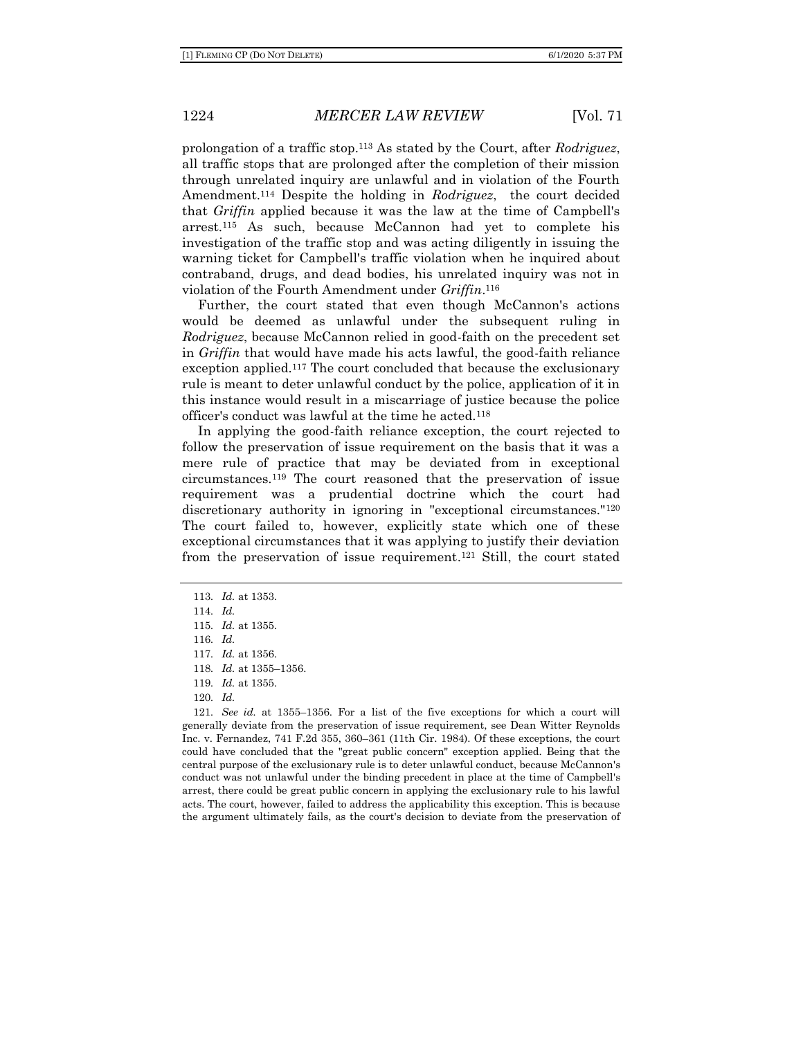prolongation of a traffic stop.[113] As stated by the Court, after *Rodriguez*, all traffic stops that are prolonged after the completion of their mission through unrelated inquiry are unlawful and in violation of the Fourth Amendment.[114] Despite the holding in *Rodriguez*, the court decided that *Griffin* applied because it was the law at the time of Campbell's arrest.[115] As such, because McCannon had yet to complete his investigation of the traffic stop and was acting diligently in issuing the warning ticket for Campbell's traffic violation when he inquired about contraband, drugs, and dead bodies, his unrelated inquiry was not in violation of the Fourth Amendment under *Griffin*.[116]

Further, the court stated that even though McCannon's actions would be deemed as unlawful under the subsequent ruling in *Rodriguez*, because McCannon relied in good-faith on the precedent set in *Griffin* that would have made his acts lawful, the good-faith reliance exception applied.[117] The court concluded that because the exclusionary rule is meant to deter unlawful conduct by the police, application of it in this instance would result in a miscarriage of justice because the police officer's conduct was lawful at the time he acted.[118]

In applying the good-faith reliance exception, the court rejected to follow the preservation of issue requirement on the basis that it was a mere rule of practice that may be deviated from in exceptional circumstances.[119] The court reasoned that the preservation of issue requirement was a prudential doctrine which the court had discretionary authority in ignoring in "exceptional circumstances."[120] The court failed to, however, explicitly state which one of these exceptional circumstances that it was applying to justify their deviation from the preservation of issue requirement.[121] Still, the court stated

---

113. *Id.* at 1353.

114. *Id.*

115. *Id.* at 1355.

116. *Id.*

117. *Id.* at 1356.

118. *Id.* at 1355–1356.

119. *Id.* at 1355.

120. *Id.*

121. *See id.* at 1355–1356. For a list of the five exceptions for which a court will generally deviate from the preservation of issue requirement, see Dean Witter Reynolds Inc. v. Fernandez, 741 F.2d 355, 360–361 (11th Cir. 1984). Of these exceptions, the court could have concluded that the "great public concern" exception applied. Being that the central purpose of the exclusionary rule is to deter unlawful conduct, because McCannon's conduct was not unlawful under the binding precedent in place at the time of Campbell's arrest, there could be great public concern in applying the exclusionary rule to his lawful acts. The court, however, failed to address the applicability this exception. This is because the argument ultimately fails, as the court's decision to deviate from the preservation of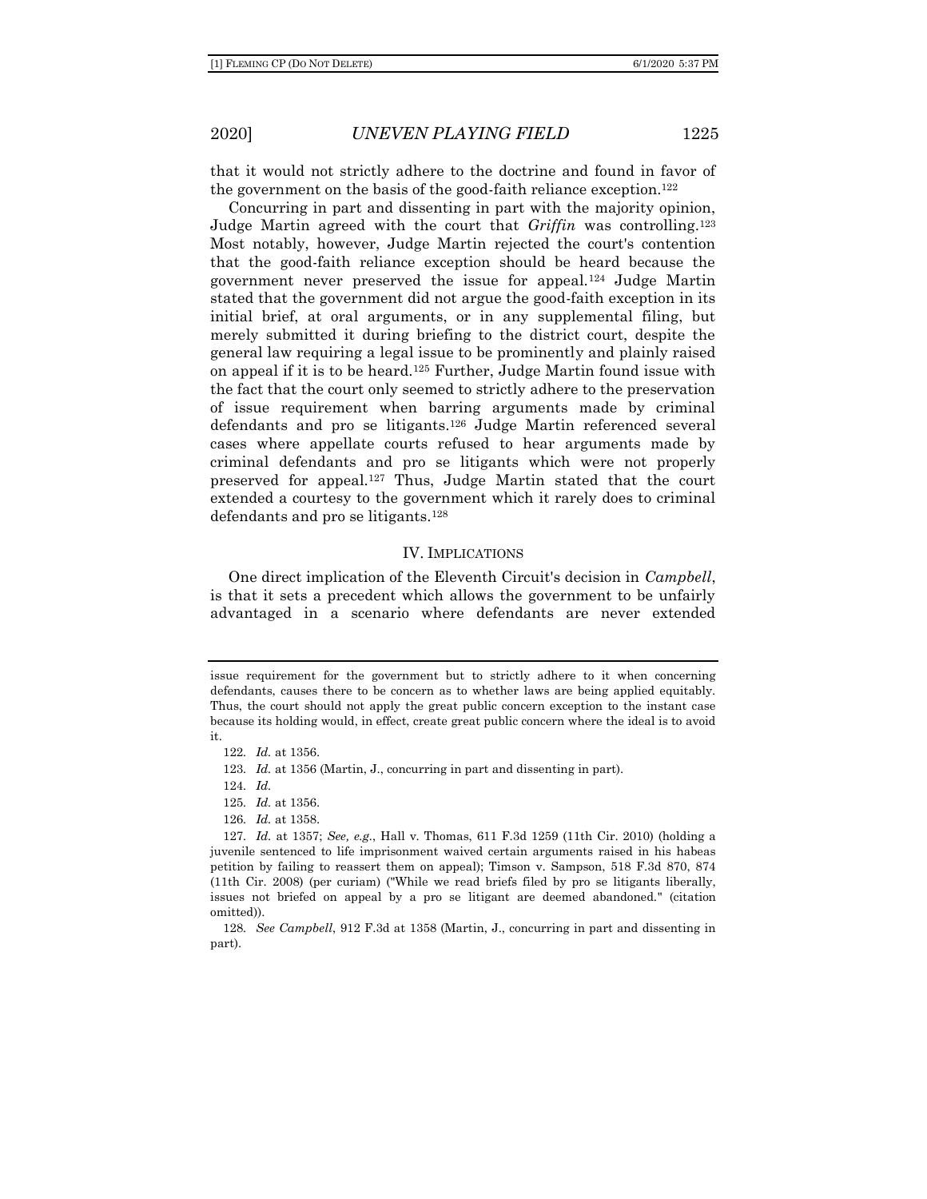that it would not strictly adhere to the doctrine and found in favor of the government on the basis of the good-faith reliance exception.[122]

Concurring in part and dissenting in part with the majority opinion, Judge Martin agreed with the court that *Griffin* was controlling.[123] Most notably, however, Judge Martin rejected the court's contention that the good-faith reliance exception should be heard because the government never preserved the issue for appeal.[124] Judge Martin stated that the government did not argue the good-faith exception in its initial brief, at oral arguments, or in any supplemental filing, but merely submitted it during briefing to the district court, despite the general law requiring a legal issue to be prominently and plainly raised on appeal if it is to be heard.[125] Further, Judge Martin found issue with the fact that the court only seemed to strictly adhere to the preservation of issue requirement when barring arguments made by criminal defendants and pro se litigants.[126] Judge Martin referenced several cases where appellate courts refused to hear arguments made by criminal defendants and pro se litigants which were not properly preserved for appeal.[127] Thus, Judge Martin stated that the court extended a courtesy to the government which it rarely does to criminal defendants and pro se litigants.[128]

## IV. Implications

One direct implication of the Eleventh Circuit's decision in *Campbell*, is that it sets a precedent which allows the government to be unfairly advantaged in a scenario where defendants are never extended

---

issue requirement for the government but to strictly adhere to it when concerning defendants, causes there to be concern as to whether laws are being applied equitably. Thus, the court should not apply the great public concern exception to the instant case because its holding would, in effect, create great public concern where the ideal is to avoid it.

122. *Id.* at 1356.

123. *Id.* at 1356 (Martin, J., concurring in part and dissenting in part).

124. *Id.*

125. *Id.* at 1356.

126. *Id.* at 1358.

127. *Id.* at 1357; *See, e.g.*, Hall v. Thomas, 611 F.3d 1259 (11th Cir. 2010) (holding a juvenile sentenced to life imprisonment waived certain arguments raised in his habeas petition by failing to reassert them on appeal); Timson v. Sampson, 518 F.3d 870, 874 (11th Cir. 2008) (per curiam) ("While we read briefs filed by pro se litigants liberally, issues not briefed on appeal by a pro se litigant are deemed abandoned." (citation omitted)).

128. *See Campbell*, 912 F.3d at 1358 (Martin, J., concurring in part and dissenting in part).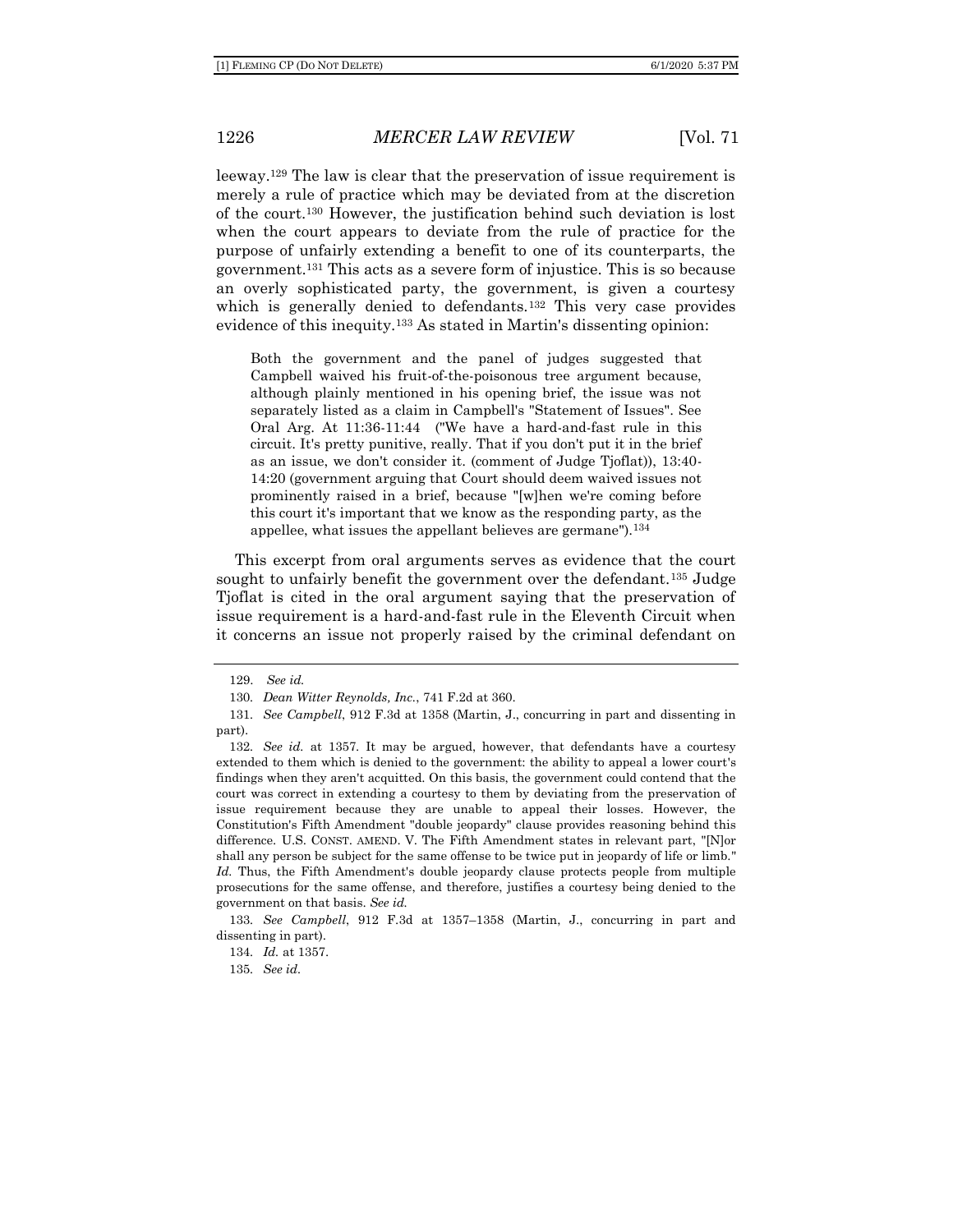leeway.[129] The law is clear that the preservation of issue requirement is merely a rule of practice which may be deviated from at the discretion of the court.[130] However, the justification behind such deviation is lost when the court appears to deviate from the rule of practice for the purpose of unfairly extending a benefit to one of its counterparts, the government.[131] This acts as a severe form of injustice. This is so because an overly sophisticated party, the government, is given a courtesy which is generally denied to defendants.[132] This very case provides evidence of this inequity.[133] As stated in Martin's dissenting opinion:

> Both the government and the panel of judges suggested that Campbell waived his fruit-of-the-poisonous tree argument because, although plainly mentioned in his opening brief, the issue was not separately listed as a claim in Campbell's "Statement of Issues". See Oral Arg. At 11:36-11:44 ("We have a hard-and-fast rule in this circuit. It's pretty punitive, really. That if you don't put it in the brief as an issue, we don't consider it. (comment of Judge Tjoflat)), 13:40-14:20 (government arguing that Court should deem waived issues not prominently raised in a brief, because "[w]hen we're coming before this court it's important that we know as the responding party, as the appellee, what issues the appellant believes are germane").[134]

This excerpt from oral arguments serves as evidence that the court sought to unfairly benefit the government over the defendant.[135] Judge Tjoflat is cited in the oral argument saying that the preservation of issue requirement is a hard-and-fast rule in the Eleventh Circuit when it concerns an issue not properly raised by the criminal defendant on

---

129. *See id.*

130. *Dean Witter Reynolds, Inc.*, 741 F.2d at 360.

131. *See Campbell*, 912 F.3d at 1358 (Martin, J., concurring in part and dissenting in part).

132. *See id.* at 1357. It may be argued, however, that defendants have a courtesy extended to them which is denied to the government: the ability to appeal a lower court's findings when they aren't acquitted. On this basis, the government could contend that the court was correct in extending a courtesy to them by deviating from the preservation of issue requirement because they are unable to appeal their losses. However, the Constitution's Fifth Amendment "double jeopardy" clause provides reasoning behind this difference. U.S. CONST. AMEND. V. The Fifth Amendment states in relevant part, "[N]or shall any person be subject for the same offense to be twice put in jeopardy of life or limb." *Id.* Thus, the Fifth Amendment's double jeopardy clause protects people from multiple prosecutions for the same offense, and therefore, justifies a courtesy being denied to the government on that basis. *See id.*

133. *See Campbell*, 912 F.3d at 1357–1358 (Martin, J., concurring in part and dissenting in part).

134. *Id.* at 1357.

135. *See id.*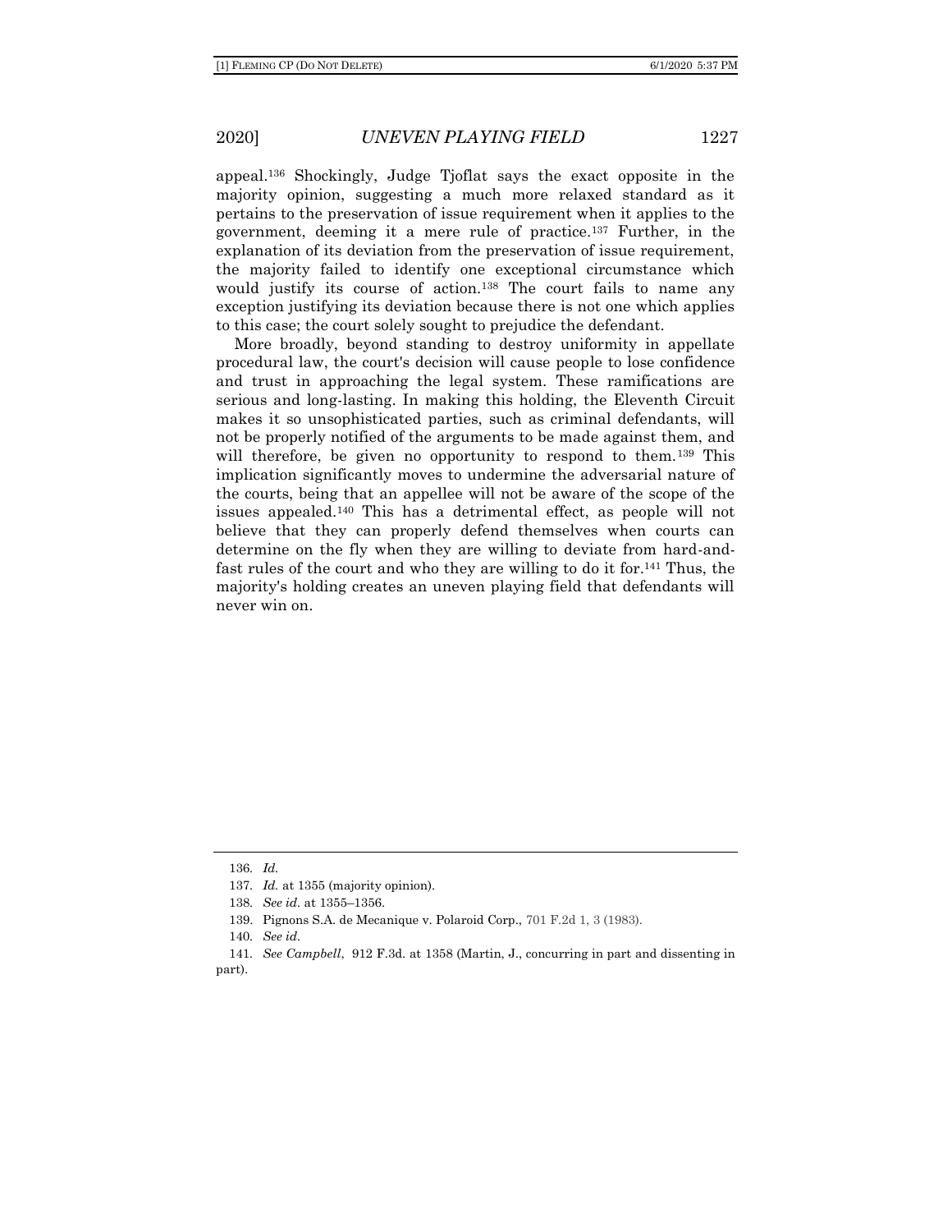appeal.[136] Shockingly, Judge Tjoflat says the exact opposite in the majority opinion, suggesting a much more relaxed standard as it pertains to the preservation of issue requirement when it applies to the government, deeming it a mere rule of practice.[137] Further, in the explanation of its deviation from the preservation of issue requirement, the majority failed to identify one exceptional circumstance which would justify its course of action.[138] The court fails to name any exception justifying its deviation because there is not one which applies to this case; the court solely sought to prejudice the defendant.

More broadly, beyond standing to destroy uniformity in appellate procedural law, the court's decision will cause people to lose confidence and trust in approaching the legal system. These ramifications are serious and long-lasting. In making this holding, the Eleventh Circuit makes it so unsophisticated parties, such as criminal defendants, will not be properly notified of the arguments to be made against them, and will therefore, be given no opportunity to respond to them.[139] This implication significantly moves to undermine the adversarial nature of the courts, being that an appellee will not be aware of the scope of the issues appealed.[140] This has a detrimental effect, as people will not believe that they can properly defend themselves when courts can determine on the fly when they are willing to deviate from hard-and-fast rules of the court and who they are willing to do it for.[141] Thus, the majority's holding creates an uneven playing field that defendants will never win on.

---

136. *Id.*

137. *Id.* at 1355 (majority opinion).

138. *See id*. at 1355–1356.

139. Pignons S.A. de Mecanique v. Polaroid Corp., 701 F.2d 1, 3 (1983).

140. *See id*.

141. *See Campbell*, 912 F.3d. at 1358 (Martin, J., concurring in part and dissenting in part).